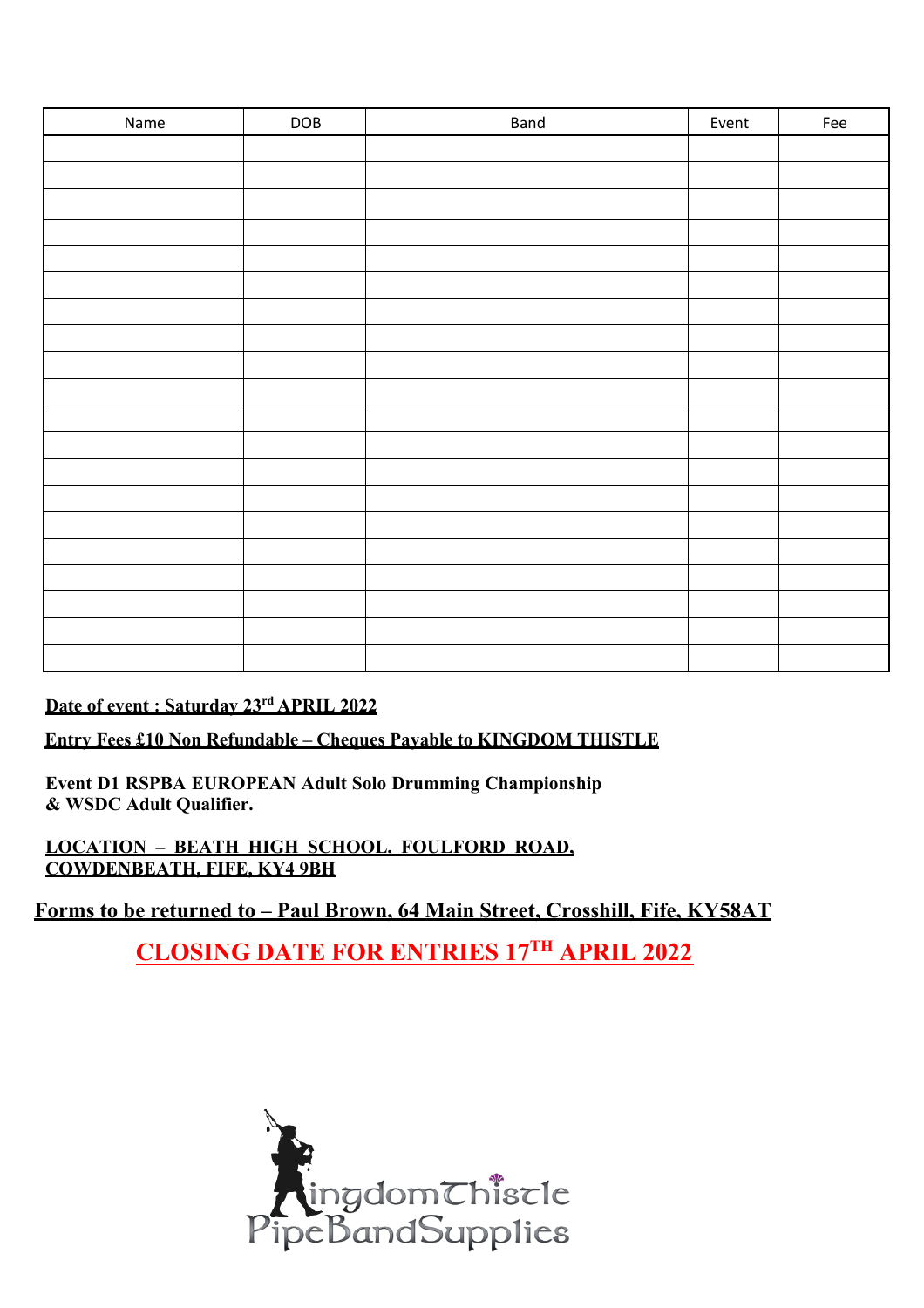| Name | DOB | Band | Event | Fee |
| --- | --- | --- | --- | --- |
| | | | | |
| | | | | |
| | | | | |
| | | | | |
| | | | | |
| | | | | |
| | | | | |
| | | | | |
| | | | | |
| | | | | |
| | | | | |
| | | | | |
| | | | | |
| | | | | |
| | | | | |
| | | | | |
| | | | | |
| | | | | |
| | | | | |
| | | | | |

**Date of event : Saturday 23rd APRIL 2022**

**Entry Fees £10 Non Refundable – Cheques Payable to KINGDOM THISTLE**

**Event D1 RSPBA EUROPEAN Adult Solo Drumming Championship & WSDC Adult Qualifier.**

**LOCATION – BEATH HIGH SCHOOL, FOULFORD ROAD, COWDENBEATH, FIFE, KY4 9BH**

**Forms to be returned to – Paul Brown, 64 Main Street, Crosshill, Fife, KY58AT**

**CLOSING DATE FOR ENTRIES 17TH APRIL 2022**

KingdomThistle PipeBandSupplies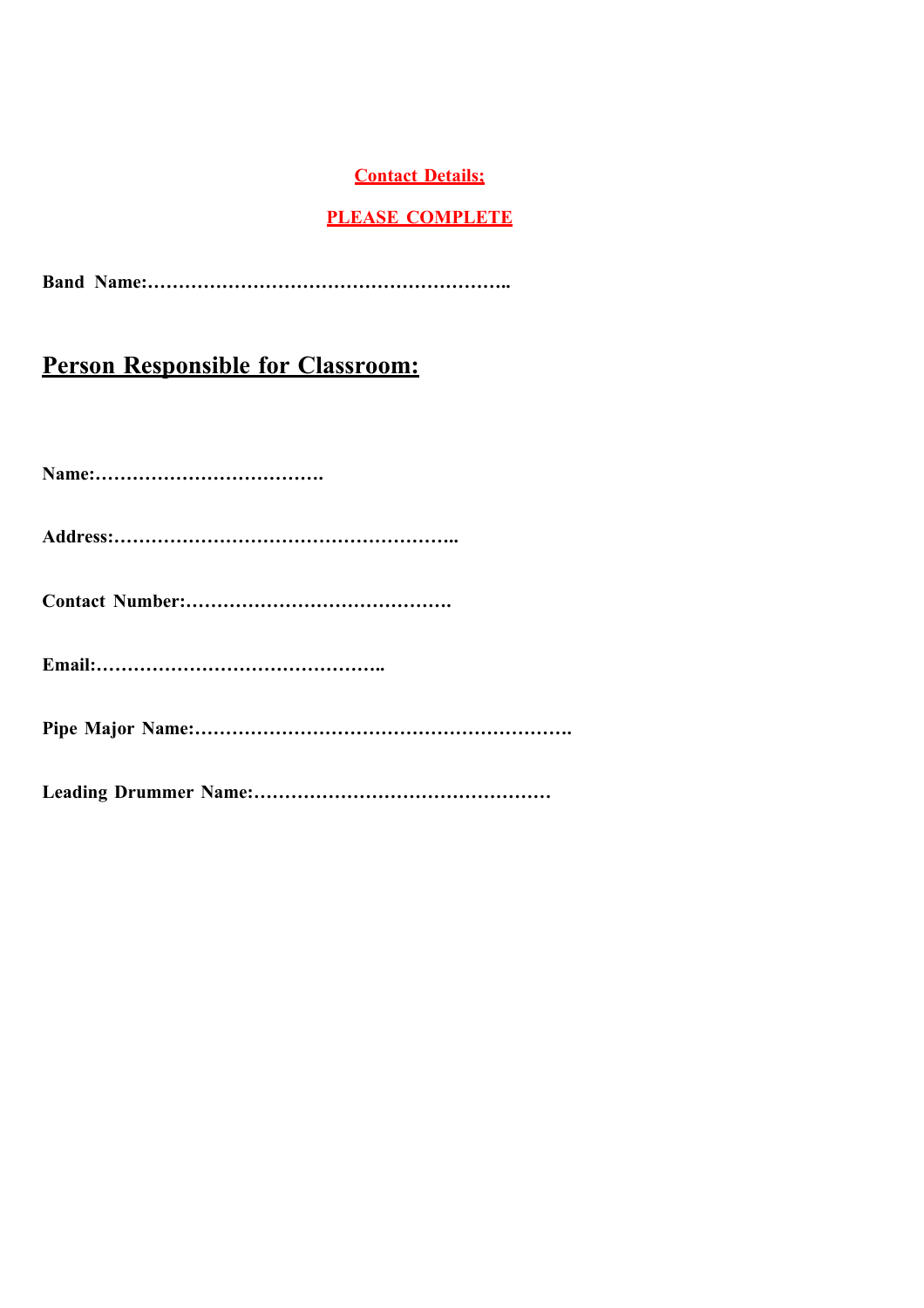**Contact Details;**

**PLEASE COMPLETE**

**Band Name:…………………………………………………..**

## Person Responsible for Classroom:

**Name:……………………………….**

**Address:………………………………………………..**

**Contact Number:…………………………………….**

**Email:………………………………………..**

**Pipe Major Name:…………………………………………………….**

**Leading Drummer Name:…………………………………………**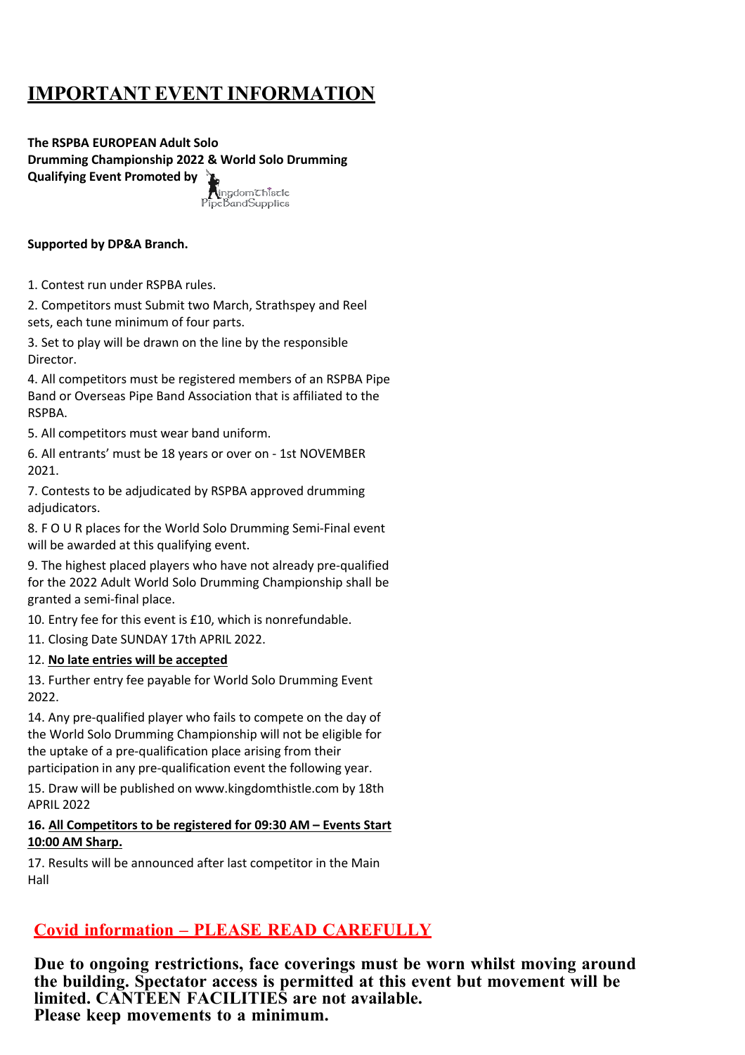# IMPORTANT EVENT INFORMATION

**The RSPBA EUROPEAN Adult Solo Drumming Championship 2022 & World Solo Drumming Qualifying Event Promoted by** KingdomThistle PipeBandSupplies

**Supported by DP&A Branch.**

1. Contest run under RSPBA rules.
2. Competitors must Submit two March, Strathspey and Reel sets, each tune minimum of four parts.
3. Set to play will be drawn on the line by the responsible Director.
4. All competitors must be registered members of an RSPBA Pipe Band or Overseas Pipe Band Association that is affiliated to the RSPBA.
5. All competitors must wear band uniform.
6. All entrants' must be 18 years or over on - 1st NOVEMBER 2021.
7. Contests to be adjudicated by RSPBA approved drumming adjudicators.
8. F O U R places for the World Solo Drumming Semi-Final event will be awarded at this qualifying event.
9. The highest placed players who have not already pre-qualified for the 2022 Adult World Solo Drumming Championship shall be granted a semi-final place.
10. Entry fee for this event is £10, which is nonrefundable.
11. Closing Date SUNDAY 17th APRIL 2022.
12. **No late entries will be accepted**
13. Further entry fee payable for World Solo Drumming Event 2022.
14. Any pre-qualified player who fails to compete on the day of the World Solo Drumming Championship will not be eligible for the uptake of a pre-qualification place arising from their participation in any pre-qualification event the following year.
15. Draw will be published on www.kingdomthistle.com by 18th APRIL 2022
16. **All Competitors to be registered for 09:30 AM – Events Start 10:00 AM Sharp.**
17. Results will be announced after last competitor in the Main Hall

## Covid information – PLEASE READ CAREFULLY

**Due to ongoing restrictions, face coverings must be worn whilst moving around the building. Spectator access is permitted at this event but movement will be limited. CANTEEN FACILITIES are not available.**
**Please keep movements to a minimum.**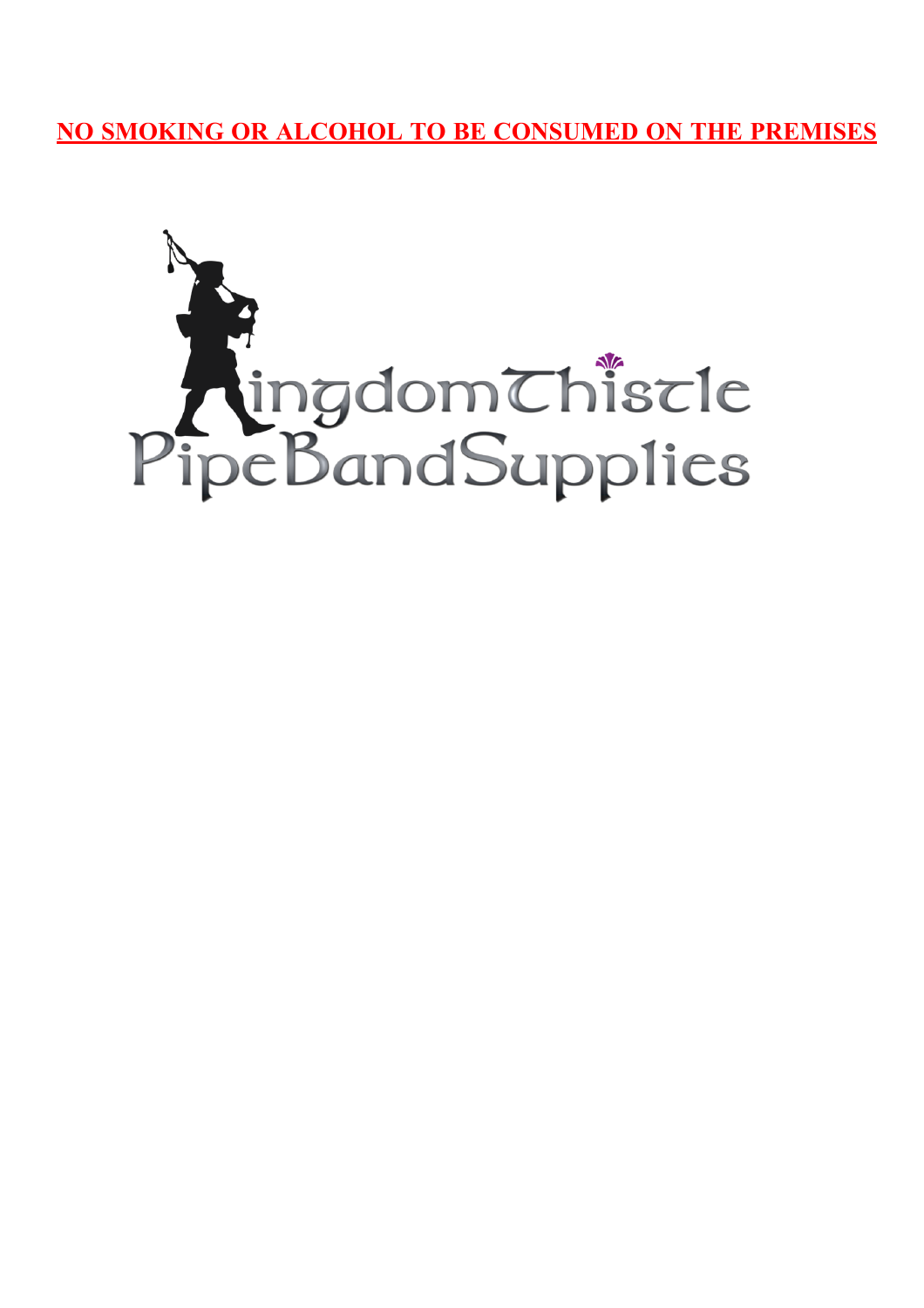**NO SMOKING OR ALCOHOL TO BE CONSUMED ON THE PREMISES**

KingdomThistle
PipeBandSupplies